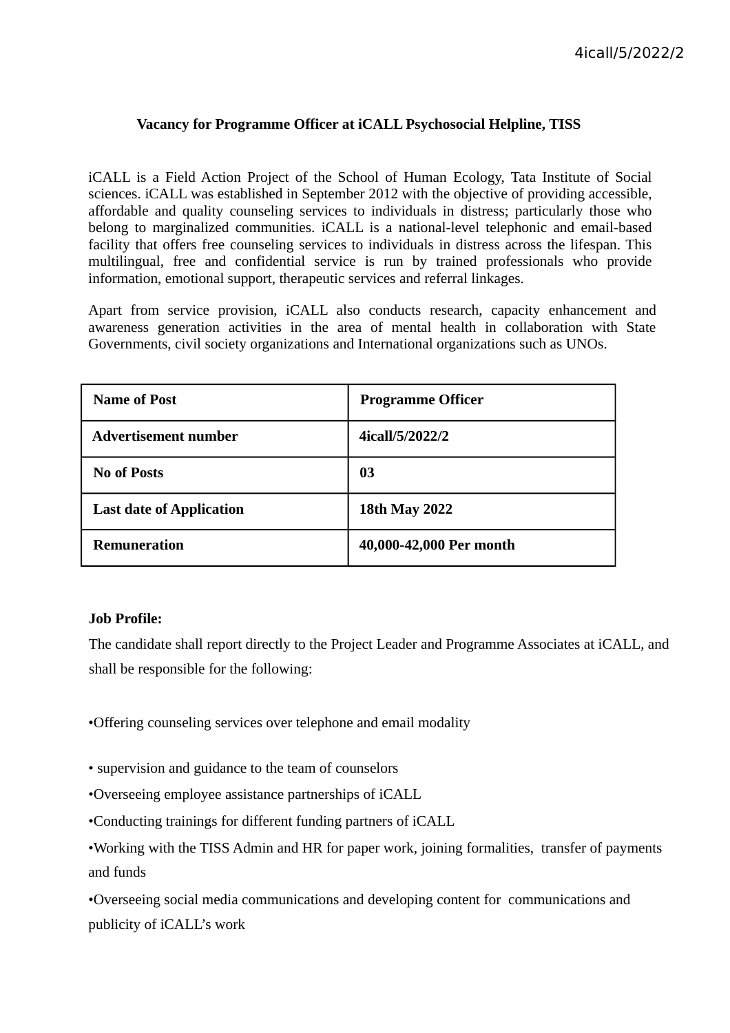## Vacancy for Programme Officer at iCALL Psychosocial Helpline, TISS

iCALL is a Field Action Project of the School of Human Ecology, Tata Institute of Social sciences. iCALL was established in September 2012 with the objective of providing accessible, affordable and quality counseling services to individuals in distress; particularly those who belong to marginalized communities. iCALL is a national-level telephonic and email-based facility that offers free counseling services to individuals in distress across the lifespan. This multilingual, free and confidential service is run by trained professionals who provide information, emotional support, therapeutic services and referral linkages.

Apart from service provision, iCALL also conducts research, capacity enhancement and awareness generation activities in the area of mental health in collaboration with State Governments, civil society organizations and International organizations such as UNOs.

| | |
|---|---|
| **Name of Post** | **Programme Officer** |
| **Advertisement number** | **4icall/5/2022/2** |
| **No of Posts** | **03** |
| **Last date of Application** | **18th May 2022** |
| **Remuneration** | **40,000-42,000 Per month** |

**Job Profile:**

The candidate shall report directly to the Project Leader and Programme Associates at iCALL, and shall be responsible for the following:

- Offering counseling services over telephone and email modality
- supervision and guidance to the team of counselors
- Overseeing employee assistance partnerships of iCALL
- Conducting trainings for different funding partners of iCALL
- Working with the TISS Admin and HR for paper work, joining formalities, transfer of payments and funds
- Overseeing social media communications and developing content for communications and publicity of iCALL's work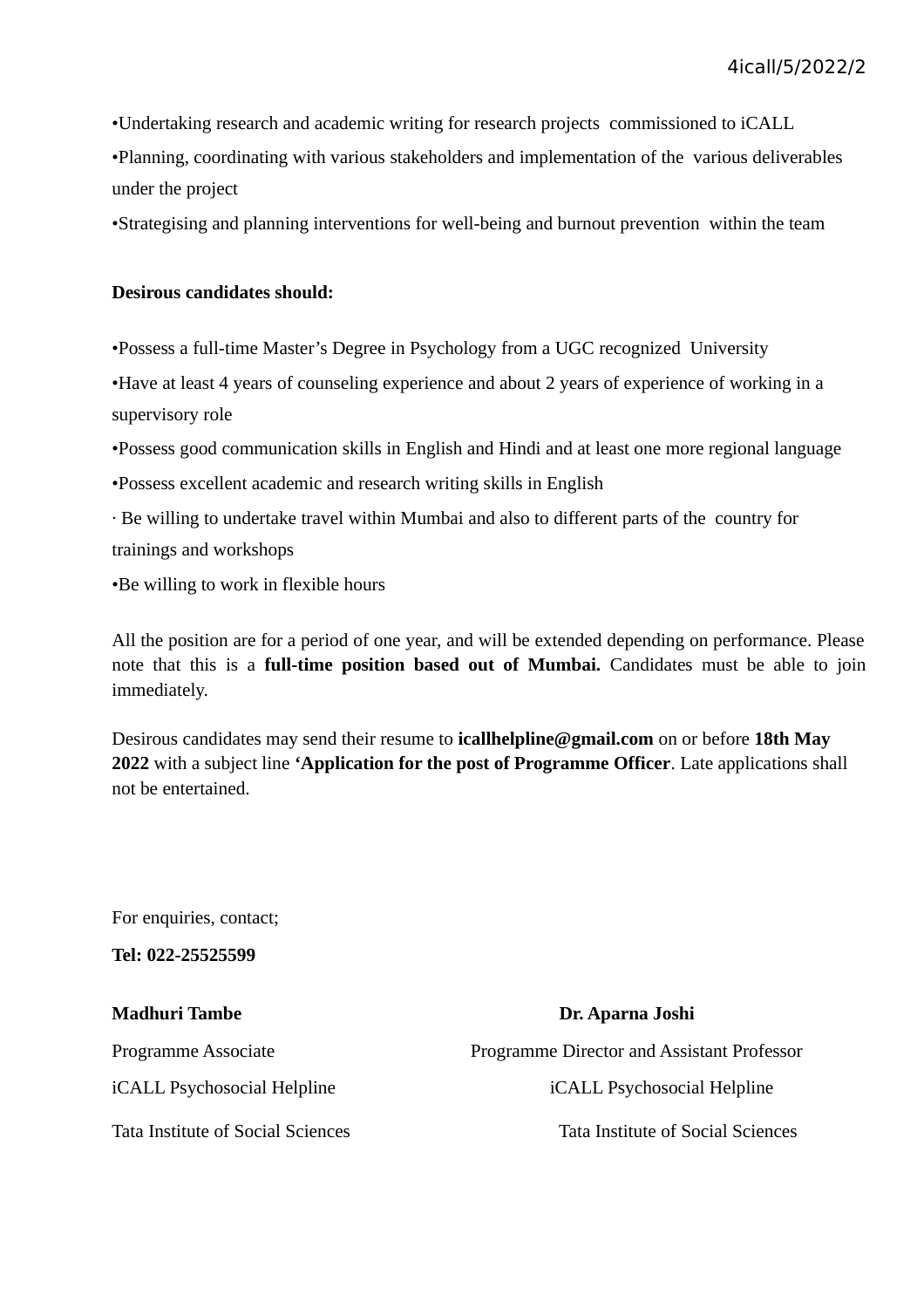•Undertaking research and academic writing for research projects commissioned to iCALL

•Planning, coordinating with various stakeholders and implementation of the various deliverables under the project

•Strategising and planning interventions for well-being and burnout prevention within the team

**Desirous candidates should:**

•Possess a full-time Master's Degree in Psychology from a UGC recognized University

•Have at least 4 years of counseling experience and about 2 years of experience of working in a supervisory role

•Possess good communication skills in English and Hindi and at least one more regional language

•Possess excellent academic and research writing skills in English

· Be willing to undertake travel within Mumbai and also to different parts of the country for trainings and workshops

•Be willing to work in flexible hours

All the position are for a period of one year, and will be extended depending on performance. Please note that this is a **full-time position based out of Mumbai.** Candidates must be able to join immediately.

Desirous candidates may send their resume to **icallhelpline@gmail.com** on or before **18th May 2022** with a subject line **'Application for the post of Programme Officer**. Late applications shall not be entertained.

For enquiries, contact;

**Tel: 022-25525599**

**Madhuri Tambe**
Programme Associate
iCALL Psychosocial Helpline
Tata Institute of Social Sciences

**Dr. Aparna Joshi**
Programme Director and Assistant Professor
iCALL Psychosocial Helpline
Tata Institute of Social Sciences